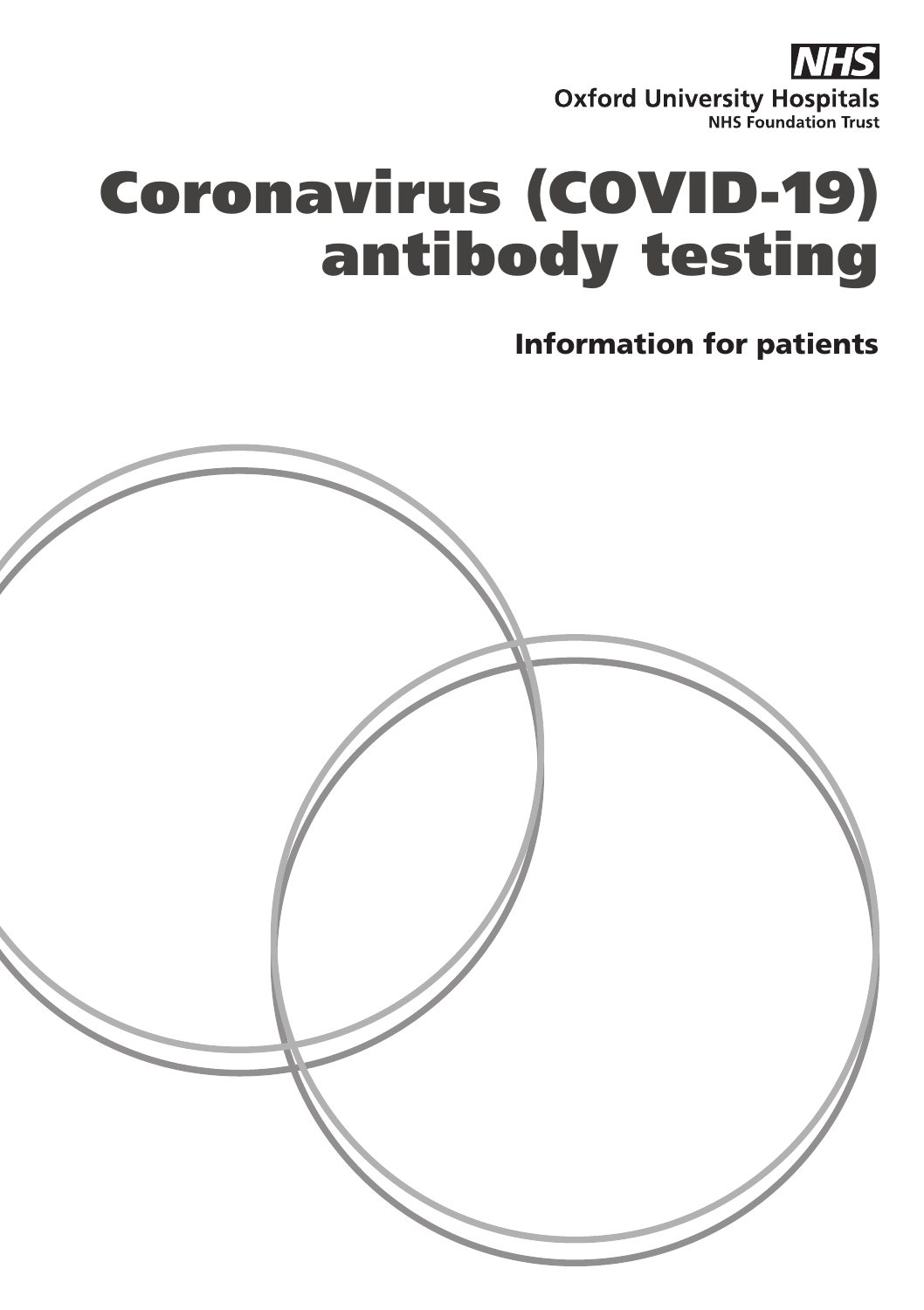NHS
Oxford University Hospitals
NHS Foundation Trust

# Coronavirus (COVID-19) antibody testing

## Information for patients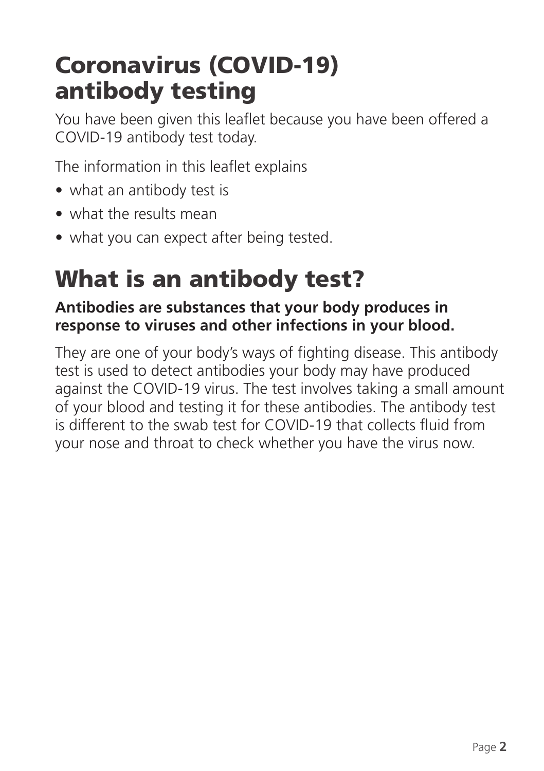# Coronavirus (COVID-19) antibody testing

You have been given this leaflet because you have been offered a COVID-19 antibody test today.

The information in this leaflet explains

- what an antibody test is
- what the results mean
- what you can expect after being tested.

# What is an antibody test?

**Antibodies are substances that your body produces in response to viruses and other infections in your blood.**

They are one of your body's ways of fighting disease. This antibody test is used to detect antibodies your body may have produced against the COVID-19 virus. The test involves taking a small amount of your blood and testing it for these antibodies. The antibody test is different to the swab test for COVID-19 that collects fluid from your nose and throat to check whether you have the virus now.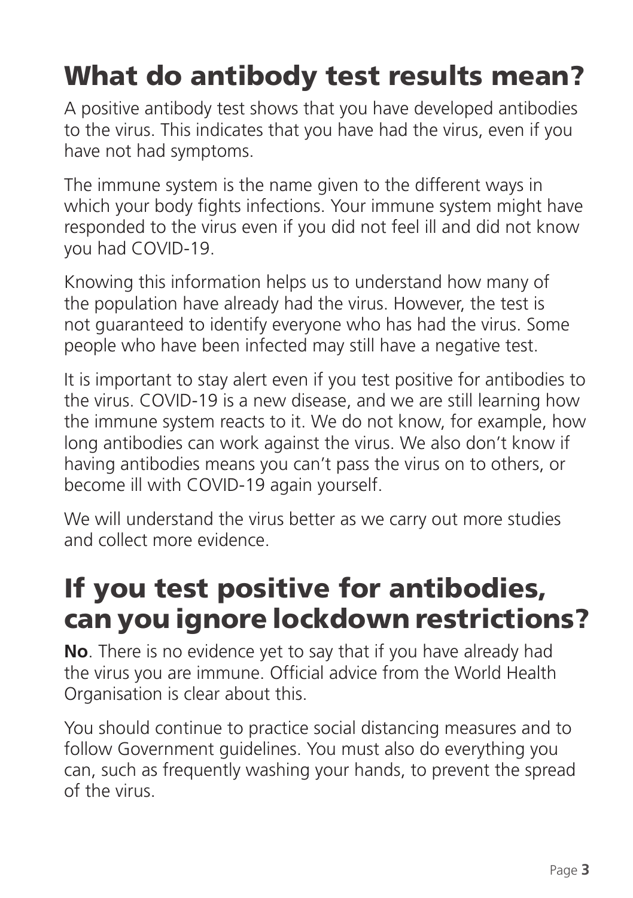## What do antibody test results mean?

A positive antibody test shows that you have developed antibodies to the virus. This indicates that you have had the virus, even if you have not had symptoms.

The immune system is the name given to the different ways in which your body fights infections. Your immune system might have responded to the virus even if you did not feel ill and did not know you had COVID-19.

Knowing this information helps us to understand how many of the population have already had the virus. However, the test is not guaranteed to identify everyone who has had the virus. Some people who have been infected may still have a negative test.

It is important to stay alert even if you test positive for antibodies to the virus. COVID-19 is a new disease, and we are still learning how the immune system reacts to it. We do not know, for example, how long antibodies can work against the virus. We also don't know if having antibodies means you can't pass the virus on to others, or become ill with COVID-19 again yourself.

We will understand the virus better as we carry out more studies and collect more evidence.

## If you test positive for antibodies, can you ignore lockdown restrictions?

**No**. There is no evidence yet to say that if you have already had the virus you are immune. Official advice from the World Health Organisation is clear about this.

You should continue to practice social distancing measures and to follow Government guidelines. You must also do everything you can, such as frequently washing your hands, to prevent the spread of the virus.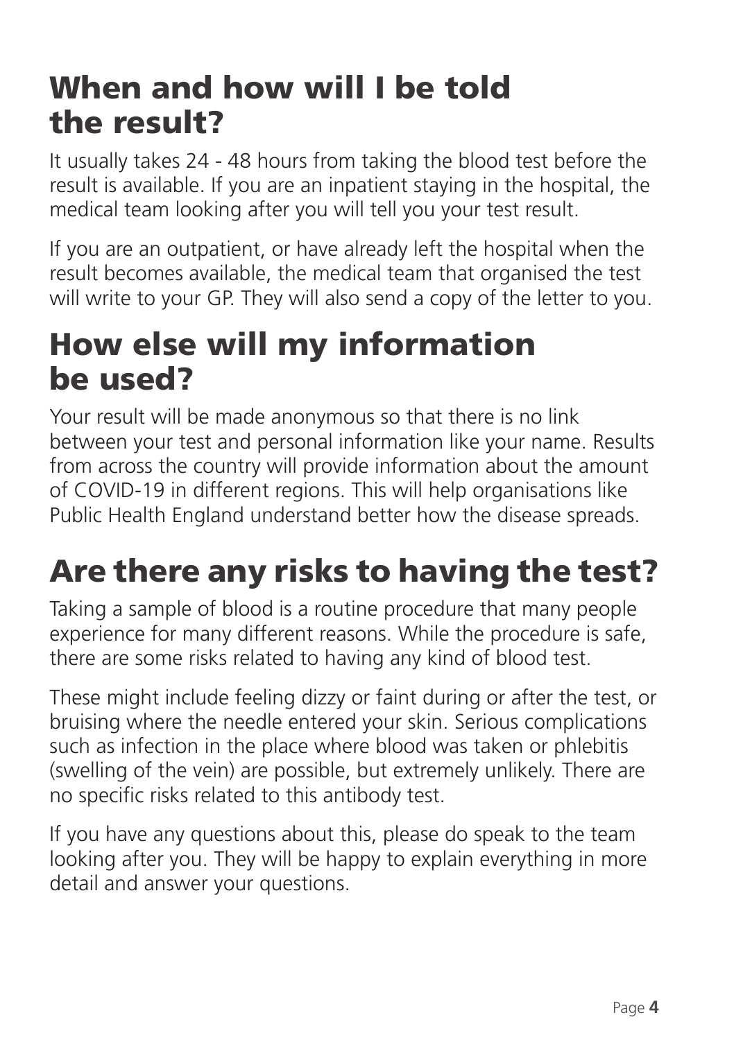## When and how will I be told the result?

It usually takes 24 - 48 hours from taking the blood test before the result is available. If you are an inpatient staying in the hospital, the medical team looking after you will tell you your test result.

If you are an outpatient, or have already left the hospital when the result becomes available, the medical team that organised the test will write to your GP. They will also send a copy of the letter to you.

## How else will my information be used?

Your result will be made anonymous so that there is no link between your test and personal information like your name. Results from across the country will provide information about the amount of COVID-19 in different regions. This will help organisations like Public Health England understand better how the disease spreads.

## Are there any risks to having the test?

Taking a sample of blood is a routine procedure that many people experience for many different reasons. While the procedure is safe, there are some risks related to having any kind of blood test.

These might include feeling dizzy or faint during or after the test, or bruising where the needle entered your skin. Serious complications such as infection in the place where blood was taken or phlebitis (swelling of the vein) are possible, but extremely unlikely. There are no specific risks related to this antibody test.

If you have any questions about this, please do speak to the team looking after you. They will be happy to explain everything in more detail and answer your questions.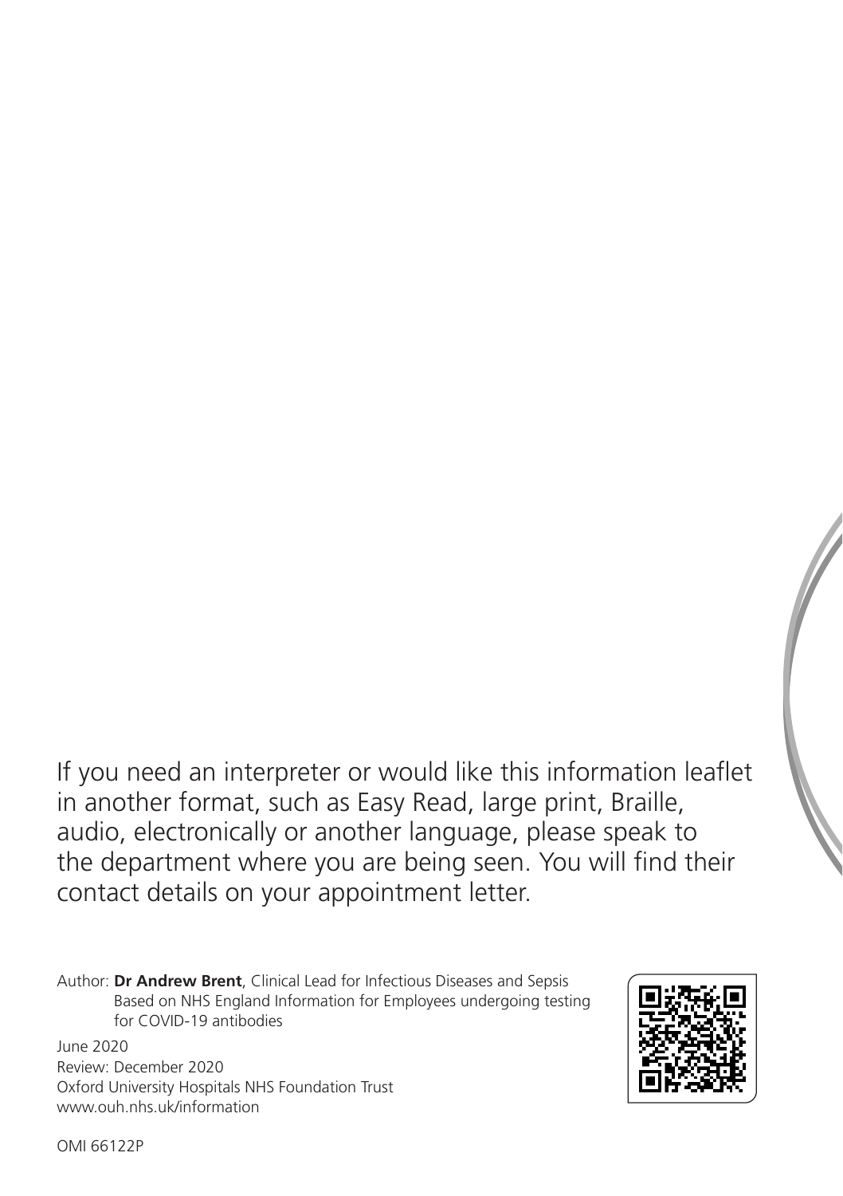If you need an interpreter or would like this information leaflet in another format, such as Easy Read, large print, Braille, audio, electronically or another language, please speak to the department where you are being seen. You will find their contact details on your appointment letter.

Author: **Dr Andrew Brent**, Clinical Lead for Infectious Diseases and Sepsis
Based on NHS England Information for Employees undergoing testing for COVID-19 antibodies

June 2020
Review: December 2020
Oxford University Hospitals NHS Foundation Trust
www.ouh.nhs.uk/information

OMI 66122P